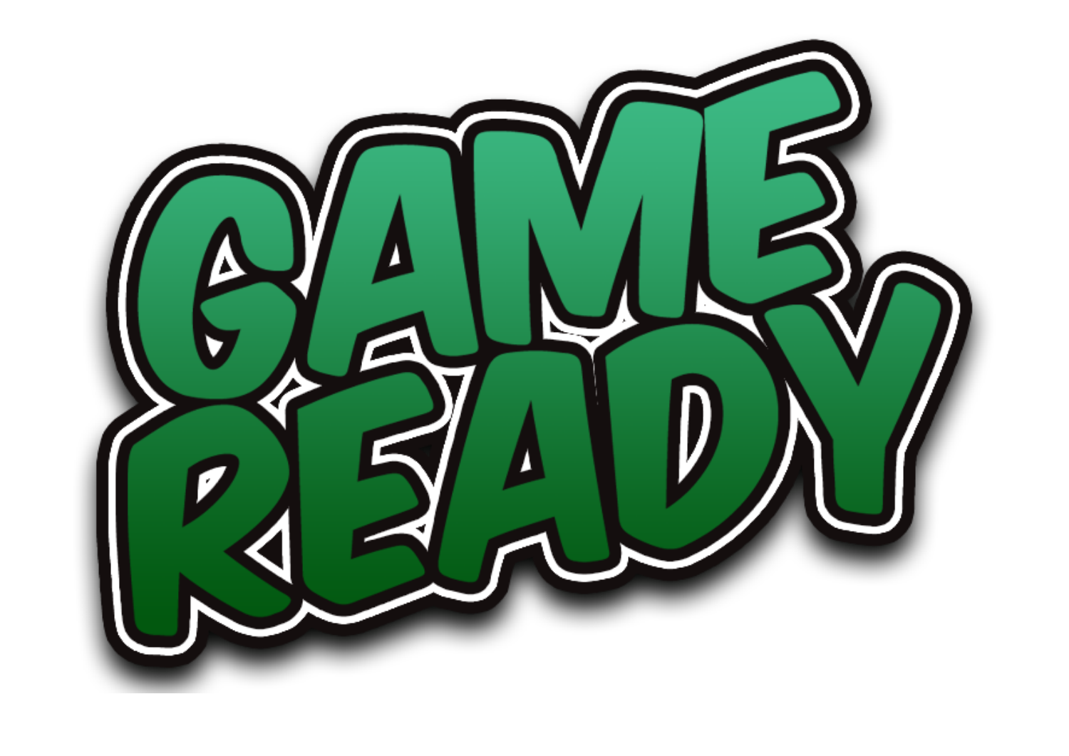# GAME READY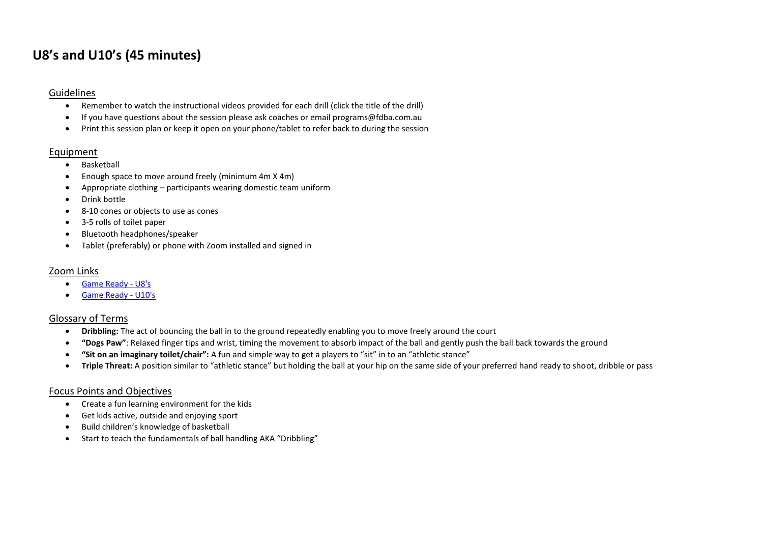# U8's and U10's (45 minutes)

## Guidelines

- Remember to watch the instructional videos provided for each drill (click the title of the drill)
- If you have questions about the session please ask coaches or email programs@fdba.com.au
- Print this session plan or keep it open on your phone/tablet to refer back to during the session

## Equipment

- Basketball
- Enough space to move around freely (minimum 4m X 4m)
- Appropriate clothing – participants wearing domestic team uniform
- Drink bottle
- 8-10 cones or objects to use as cones
- 3-5 rolls of toilet paper
- Bluetooth headphones/speaker
- Tablet (preferably) or phone with Zoom installed and signed in

## Zoom Links

- [Game Ready - U8's]()
- [Game Ready - U10's]()

## Glossary of Terms

- **Dribbling:** The act of bouncing the ball in to the ground repeatedly enabling you to move freely around the court
- **"Dogs Paw"**: Relaxed finger tips and wrist, timing the movement to absorb impact of the ball and gently push the ball back towards the ground
- **"Sit on an imaginary toilet/chair":** A fun and simple way to get a players to "sit" in to an "athletic stance"
- **Triple Threat:** A position similar to "athletic stance" but holding the ball at your hip on the same side of your preferred hand ready to shoot, dribble or pass

## Focus Points and Objectives

- Create a fun learning environment for the kids
- Get kids active, outside and enjoying sport
- Build children's knowledge of basketball
- Start to teach the fundamentals of ball handling AKA "Dribbling"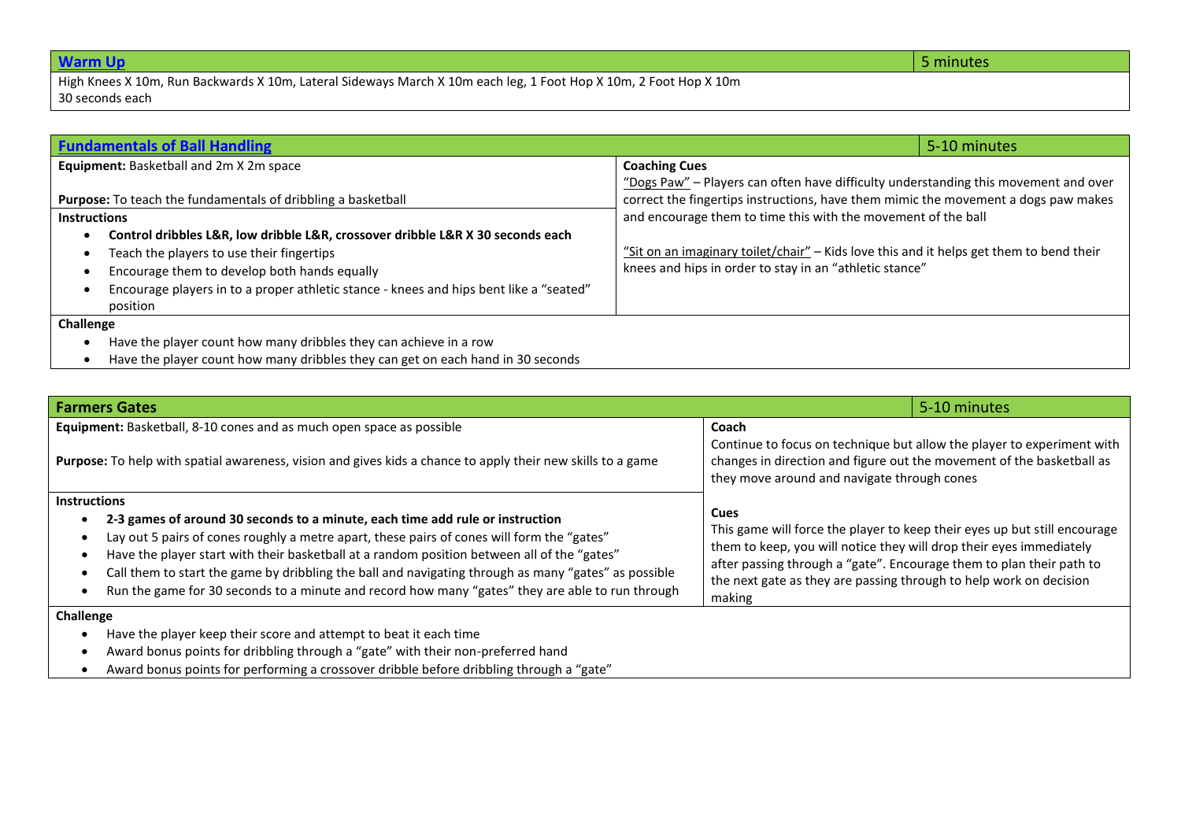## Warm Up — 5 minutes

High Knees X 10m, Run Backwards X 10m, Lateral Sideways March X 10m each leg, 1 Foot Hop X 10m, 2 Foot Hop X 10m
30 seconds each

## Fundamentals of Ball Handling — 5-10 minutes

**Equipment:** Basketball and 2m X 2m space

**Purpose:** To teach the fundamentals of dribbling a basketball

**Instructions**

- **Control dribbles L&R, low dribble L&R, crossover dribble L&R X 30 seconds each**
- Teach the players to use their fingertips
- Encourage them to develop both hands equally
- Encourage players in to a proper athletic stance - knees and hips bent like a "seated" position

**Coaching Cues**

"Dogs Paw" – Players can often have difficulty understanding this movement and over correct the fingertips instructions, have them mimic the movement a dogs paw makes and encourage them to time this with the movement of the ball

"Sit on an imaginary toilet/chair" – Kids love this and it helps get them to bend their knees and hips in order to stay in an "athletic stance"

**Challenge**

- Have the player count how many dribbles they can achieve in a row
- Have the player count how many dribbles they can get on each hand in 30 seconds

## Farmers Gates — 5-10 minutes

**Equipment:** Basketball, 8-10 cones and as much open space as possible

**Purpose:** To help with spatial awareness, vision and gives kids a chance to apply their new skills to a game

**Instructions**

- **2-3 games of around 30 seconds to a minute, each time add rule or instruction**
- Lay out 5 pairs of cones roughly a metre apart, these pairs of cones will form the "gates"
- Have the player start with their basketball at a random position between all of the "gates"
- Call them to start the game by dribbling the ball and navigating through as many "gates" as possible
- Run the game for 30 seconds to a minute and record how many "gates" they are able to run through

**Coach**

Continue to focus on technique but allow the player to experiment with changes in direction and figure out the movement of the basketball as they move around and navigate through cones

**Cues**

This game will force the player to keep their eyes up but still encourage them to keep, you will notice they will drop their eyes immediately after passing through a "gate". Encourage them to plan their path to the next gate as they are passing through to help work on decision making

**Challenge**

- Have the player keep their score and attempt to beat it each time
- Award bonus points for dribbling through a "gate" with their non-preferred hand
- Award bonus points for performing a crossover dribble before dribbling through a "gate"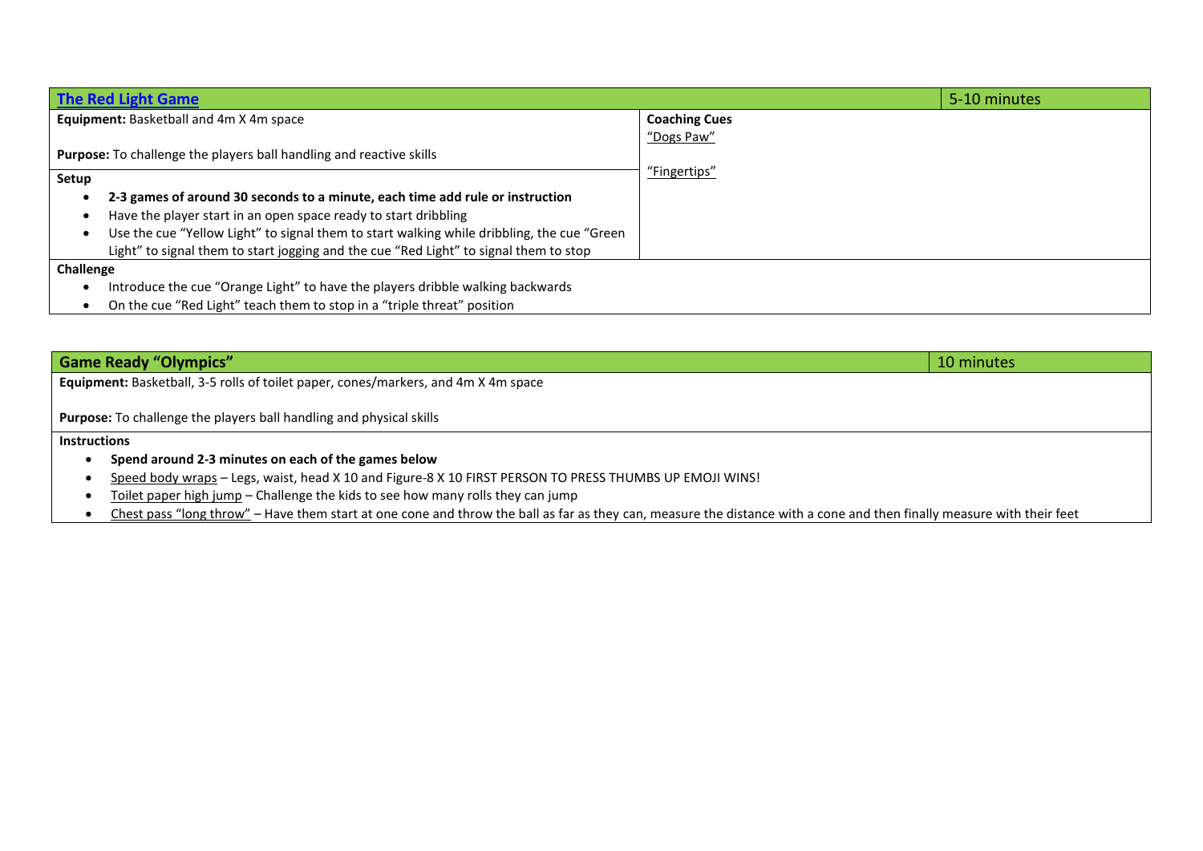## [The Red Light Game]

**5-10 minutes**

**Equipment:** Basketball and 4m X 4m space

**Purpose:** To challenge the players ball handling and reactive skills

**Coaching Cues**

"Dogs Paw"

"Fingertips"

**Setup**

- **2-3 games of around 30 seconds to a minute, each time add rule or instruction**
- Have the player start in an open space ready to start dribbling
- Use the cue "Yellow Light" to signal them to start walking while dribbling, the cue "Green Light" to signal them to start jogging and the cue "Red Light" to signal them to stop

**Challenge**

- Introduce the cue "Orange Light" to have the players dribble walking backwards
- On the cue "Red Light" teach them to stop in a "triple threat" position

## Game Ready "Olympics"

**10 minutes**

**Equipment:** Basketball, 3-5 rolls of toilet paper, cones/markers, and 4m X 4m space

**Purpose:** To challenge the players ball handling and physical skills

**Instructions**

- **Spend around 2-3 minutes on each of the games below**
- Speed body wraps – Legs, waist, head X 10 and Figure-8 X 10 FIRST PERSON TO PRESS THUMBS UP EMOJI WINS!
- Toilet paper high jump – Challenge the kids to see how many rolls they can jump
- Chest pass "long throw" – Have them start at one cone and throw the ball as far as they can, measure the distance with a cone and then finally measure with their feet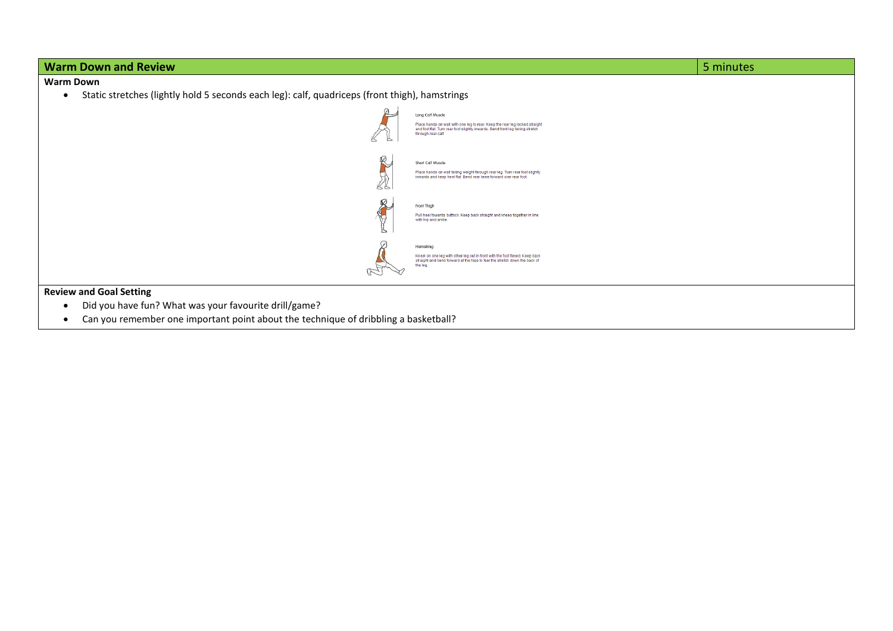## Warm Down and Review

5 minutes

### Warm Down

- Static stretches (lightly hold 5 seconds each leg): calf, quadriceps (front thigh), hamstrings

Long Calf Muscle

Place hands on wall with one leg to rear. Keep the rear leg locked straight and foot flat. Turn rear foot slightly inwards. Bend front leg taking stretch through rear calf.

Short Calf Muscle

Place hands on wall taking weight through rear leg. Turn rear foot slightly inwards and keep heel flat. Bend rear knee forward over rear foot.

Front Thigh

Pull heel towards buttock. Keep back straight and knees together in line with hip and ankle.

Hamstring

Kneel on one leg with other leg out in front with the foot flexed. Keep back straight and bend forward at the hips to feel the stretch down the back of the leg.

### Review and Goal Setting

- Did you have fun? What was your favourite drill/game?
- Can you remember one important point about the technique of dribbling a basketball?